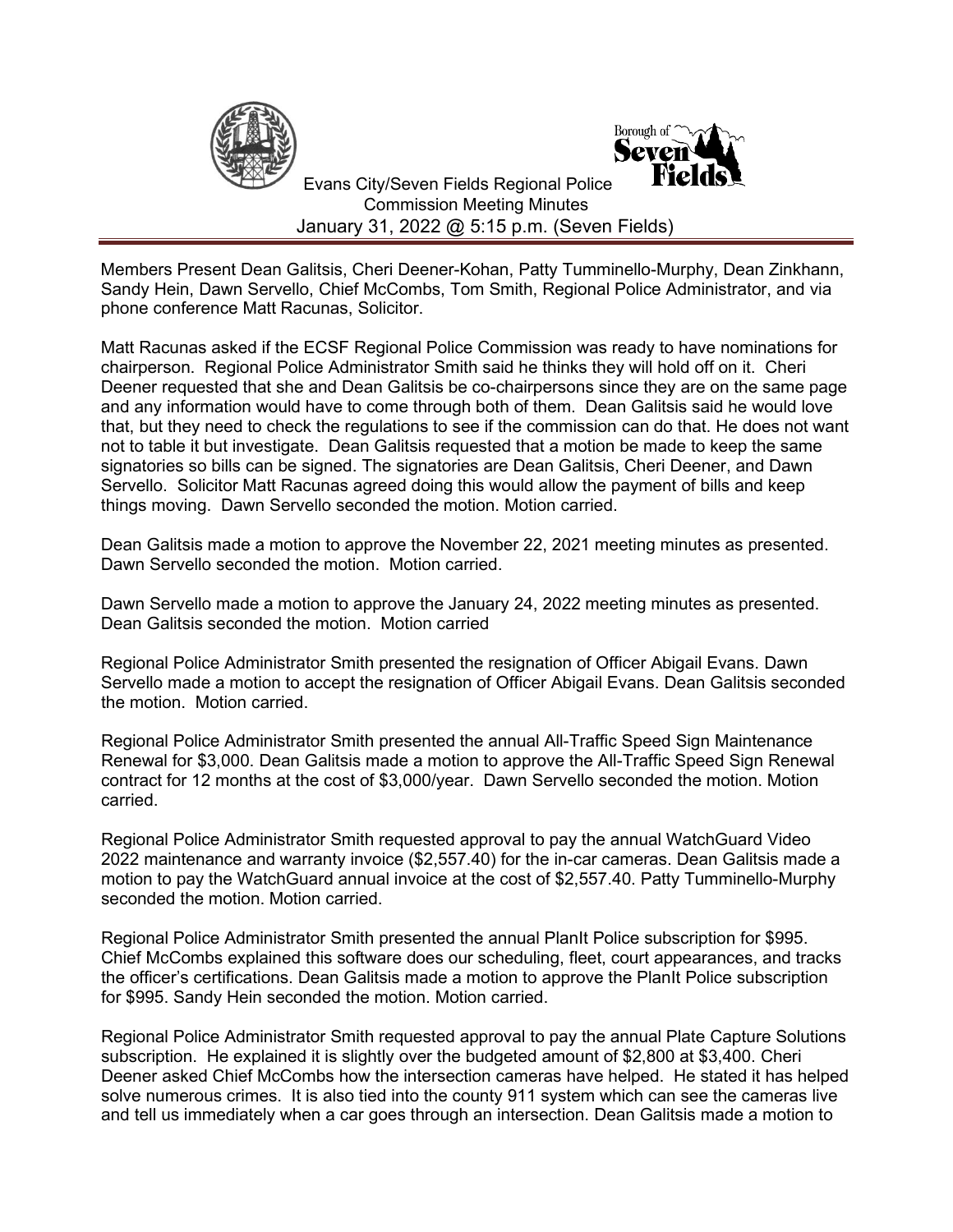Evans City/Seven Fields Regional Police Commission Meeting Minutes
January 31, 2022 @ 5:15 p.m. (Seven Fields)

Members Present Dean Galitsis, Cheri Deener-Kohan, Patty Tumminello-Murphy, Dean Zinkhann, Sandy Hein, Dawn Servello, Chief McCombs, Tom Smith, Regional Police Administrator, and via phone conference Matt Racunas, Solicitor.

Matt Racunas asked if the ECSF Regional Police Commission was ready to have nominations for chairperson. Regional Police Administrator Smith said he thinks they will hold off on it. Cheri Deener requested that she and Dean Galitsis be co-chairpersons since they are on the same page and any information would have to come through both of them. Dean Galitsis said he would love that, but they need to check the regulations to see if the commission can do that. He does not want not to table it but investigate. Dean Galitsis requested that a motion be made to keep the same signatories so bills can be signed. The signatories are Dean Galitsis, Cheri Deener, and Dawn Servello. Solicitor Matt Racunas agreed doing this would allow the payment of bills and keep things moving. Dawn Servello seconded the motion. Motion carried.

Dean Galitsis made a motion to approve the November 22, 2021 meeting minutes as presented. Dawn Servello seconded the motion. Motion carried.

Dawn Servello made a motion to approve the January 24, 2022 meeting minutes as presented. Dean Galitsis seconded the motion. Motion carried

Regional Police Administrator Smith presented the resignation of Officer Abigail Evans. Dawn Servello made a motion to accept the resignation of Officer Abigail Evans. Dean Galitsis seconded the motion. Motion carried.

Regional Police Administrator Smith presented the annual All-Traffic Speed Sign Maintenance Renewal for $3,000. Dean Galitsis made a motion to approve the All-Traffic Speed Sign Renewal contract for 12 months at the cost of $3,000/year. Dawn Servello seconded the motion. Motion carried.

Regional Police Administrator Smith requested approval to pay the annual WatchGuard Video 2022 maintenance and warranty invoice ($2,557.40) for the in-car cameras. Dean Galitsis made a motion to pay the WatchGuard annual invoice at the cost of $2,557.40. Patty Tumminello-Murphy seconded the motion. Motion carried.

Regional Police Administrator Smith presented the annual PlanIt Police subscription for $995. Chief McCombs explained this software does our scheduling, fleet, court appearances, and tracks the officer's certifications. Dean Galitsis made a motion to approve the PlanIt Police subscription for $995. Sandy Hein seconded the motion. Motion carried.

Regional Police Administrator Smith requested approval to pay the annual Plate Capture Solutions subscription. He explained it is slightly over the budgeted amount of $2,800 at $3,400. Cheri Deener asked Chief McCombs how the intersection cameras have helped. He stated it has helped solve numerous crimes. It is also tied into the county 911 system which can see the cameras live and tell us immediately when a car goes through an intersection. Dean Galitsis made a motion to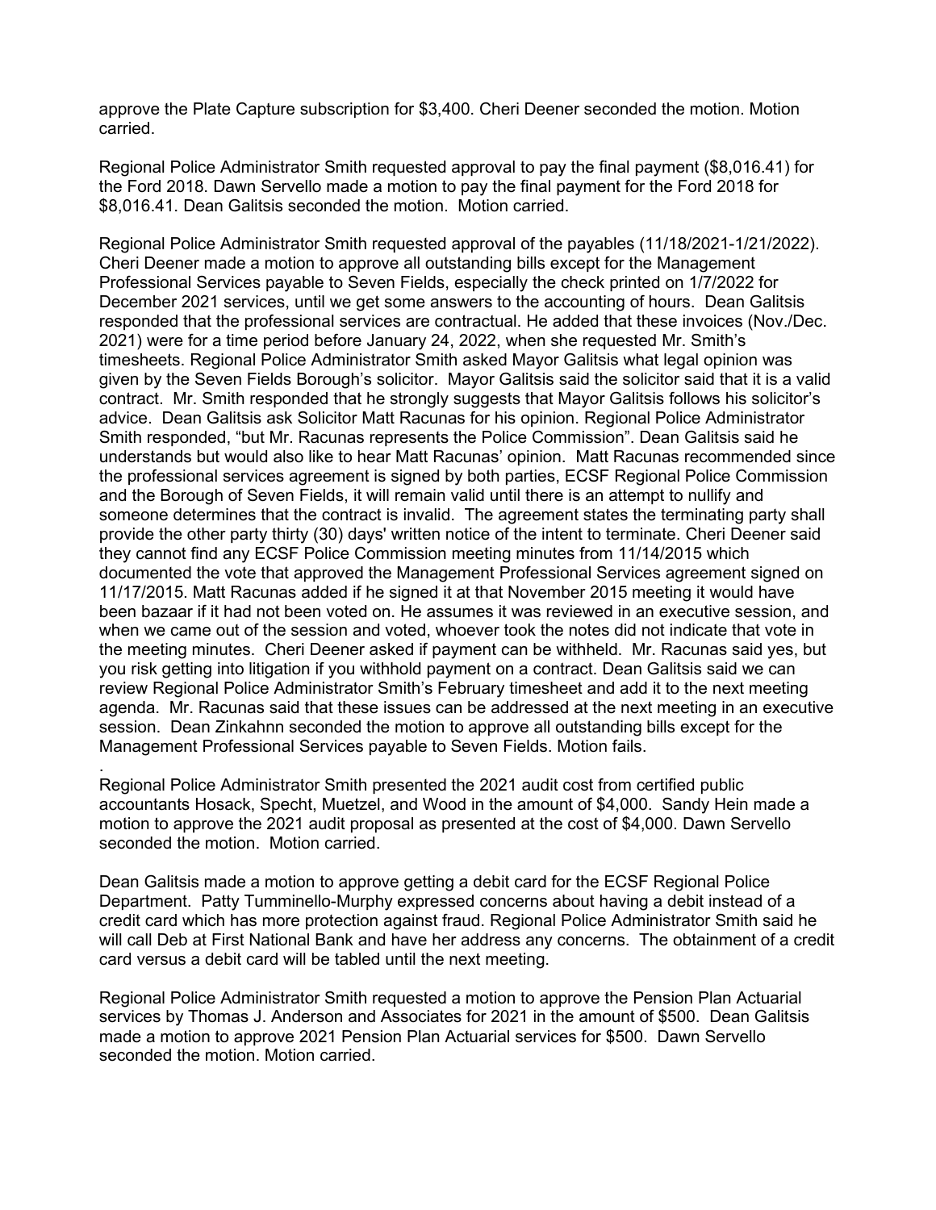approve the Plate Capture subscription for $3,400. Cheri Deener seconded the motion. Motion carried.

Regional Police Administrator Smith requested approval to pay the final payment ($8,016.41) for the Ford 2018. Dawn Servello made a motion to pay the final payment for the Ford 2018 for $8,016.41. Dean Galitsis seconded the motion. Motion carried.

Regional Police Administrator Smith requested approval of the payables (11/18/2021-1/21/2022). Cheri Deener made a motion to approve all outstanding bills except for the Management Professional Services payable to Seven Fields, especially the check printed on 1/7/2022 for December 2021 services, until we get some answers to the accounting of hours. Dean Galitsis responded that the professional services are contractual. He added that these invoices (Nov./Dec. 2021) were for a time period before January 24, 2022, when she requested Mr. Smith's timesheets. Regional Police Administrator Smith asked Mayor Galitsis what legal opinion was given by the Seven Fields Borough's solicitor. Mayor Galitsis said the solicitor said that it is a valid contract. Mr. Smith responded that he strongly suggests that Mayor Galitsis follows his solicitor's advice. Dean Galitsis ask Solicitor Matt Racunas for his opinion. Regional Police Administrator Smith responded, "but Mr. Racunas represents the Police Commission". Dean Galitsis said he understands but would also like to hear Matt Racunas' opinion. Matt Racunas recommended since the professional services agreement is signed by both parties, ECSF Regional Police Commission and the Borough of Seven Fields, it will remain valid until there is an attempt to nullify and someone determines that the contract is invalid. The agreement states the terminating party shall provide the other party thirty (30) days' written notice of the intent to terminate. Cheri Deener said they cannot find any ECSF Police Commission meeting minutes from 11/14/2015 which documented the vote that approved the Management Professional Services agreement signed on 11/17/2015. Matt Racunas added if he signed it at that November 2015 meeting it would have been bazaar if it had not been voted on. He assumes it was reviewed in an executive session, and when we came out of the session and voted, whoever took the notes did not indicate that vote in the meeting minutes. Cheri Deener asked if payment can be withheld. Mr. Racunas said yes, but you risk getting into litigation if you withhold payment on a contract. Dean Galitsis said we can review Regional Police Administrator Smith's February timesheet and add it to the next meeting agenda. Mr. Racunas said that these issues can be addressed at the next meeting in an executive session. Dean Zinkahnn seconded the motion to approve all outstanding bills except for the Management Professional Services payable to Seven Fields. Motion fails.

.

Regional Police Administrator Smith presented the 2021 audit cost from certified public accountants Hosack, Specht, Muetzel, and Wood in the amount of $4,000. Sandy Hein made a motion to approve the 2021 audit proposal as presented at the cost of $4,000. Dawn Servello seconded the motion. Motion carried.

Dean Galitsis made a motion to approve getting a debit card for the ECSF Regional Police Department. Patty Tumminello-Murphy expressed concerns about having a debit instead of a credit card which has more protection against fraud. Regional Police Administrator Smith said he will call Deb at First National Bank and have her address any concerns. The obtainment of a credit card versus a debit card will be tabled until the next meeting.

Regional Police Administrator Smith requested a motion to approve the Pension Plan Actuarial services by Thomas J. Anderson and Associates for 2021 in the amount of $500. Dean Galitsis made a motion to approve 2021 Pension Plan Actuarial services for $500. Dawn Servello seconded the motion. Motion carried.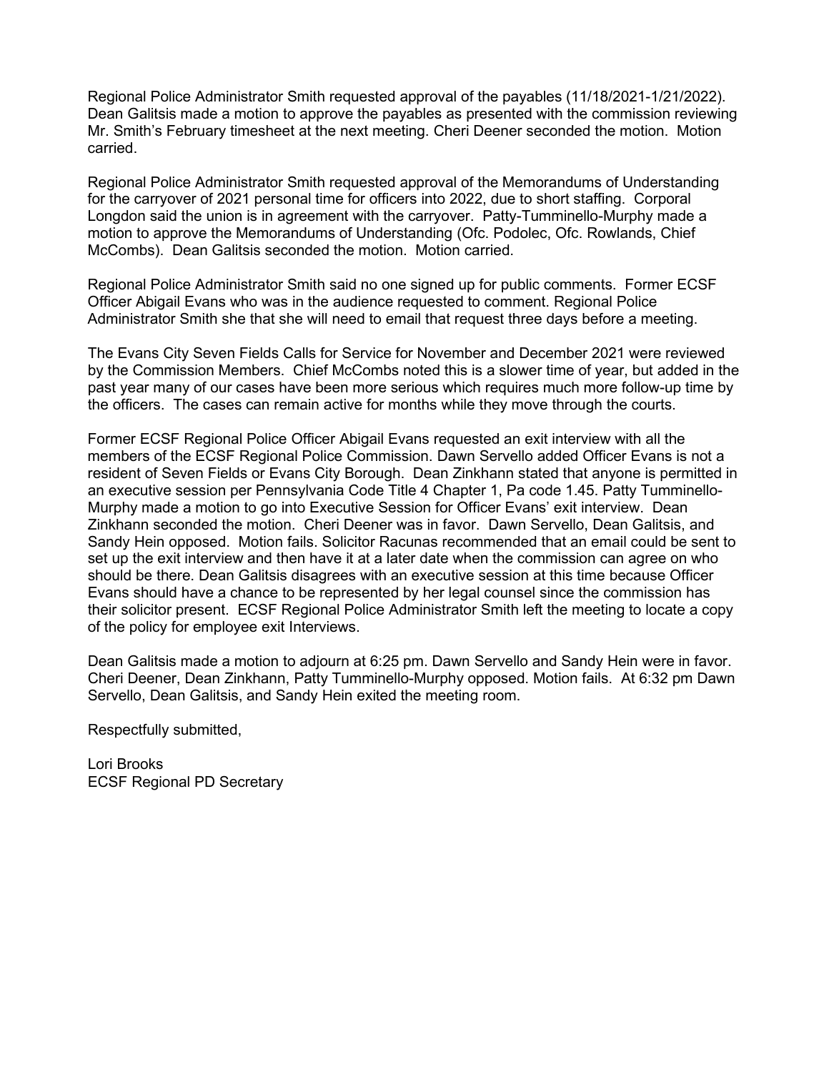Regional Police Administrator Smith requested approval of the payables (11/18/2021-1/21/2022). Dean Galitsis made a motion to approve the payables as presented with the commission reviewing Mr. Smith's February timesheet at the next meeting. Cheri Deener seconded the motion. Motion carried.

Regional Police Administrator Smith requested approval of the Memorandums of Understanding for the carryover of 2021 personal time for officers into 2022, due to short staffing. Corporal Longdon said the union is in agreement with the carryover. Patty-Tumminello-Murphy made a motion to approve the Memorandums of Understanding (Ofc. Podolec, Ofc. Rowlands, Chief McCombs). Dean Galitsis seconded the motion. Motion carried.

Regional Police Administrator Smith said no one signed up for public comments. Former ECSF Officer Abigail Evans who was in the audience requested to comment. Regional Police Administrator Smith she that she will need to email that request three days before a meeting.

The Evans City Seven Fields Calls for Service for November and December 2021 were reviewed by the Commission Members. Chief McCombs noted this is a slower time of year, but added in the past year many of our cases have been more serious which requires much more follow-up time by the officers. The cases can remain active for months while they move through the courts.

Former ECSF Regional Police Officer Abigail Evans requested an exit interview with all the members of the ECSF Regional Police Commission. Dawn Servello added Officer Evans is not a resident of Seven Fields or Evans City Borough. Dean Zinkhann stated that anyone is permitted in an executive session per Pennsylvania Code Title 4 Chapter 1, Pa code 1.45. Patty Tumminello-Murphy made a motion to go into Executive Session for Officer Evans' exit interview. Dean Zinkhann seconded the motion. Cheri Deener was in favor. Dawn Servello, Dean Galitsis, and Sandy Hein opposed. Motion fails. Solicitor Racunas recommended that an email could be sent to set up the exit interview and then have it at a later date when the commission can agree on who should be there. Dean Galitsis disagrees with an executive session at this time because Officer Evans should have a chance to be represented by her legal counsel since the commission has their solicitor present. ECSF Regional Police Administrator Smith left the meeting to locate a copy of the policy for employee exit Interviews.

Dean Galitsis made a motion to adjourn at 6:25 pm. Dawn Servello and Sandy Hein were in favor. Cheri Deener, Dean Zinkhann, Patty Tumminello-Murphy opposed. Motion fails. At 6:32 pm Dawn Servello, Dean Galitsis, and Sandy Hein exited the meeting room.

Respectfully submitted,

Lori Brooks
ECSF Regional PD Secretary